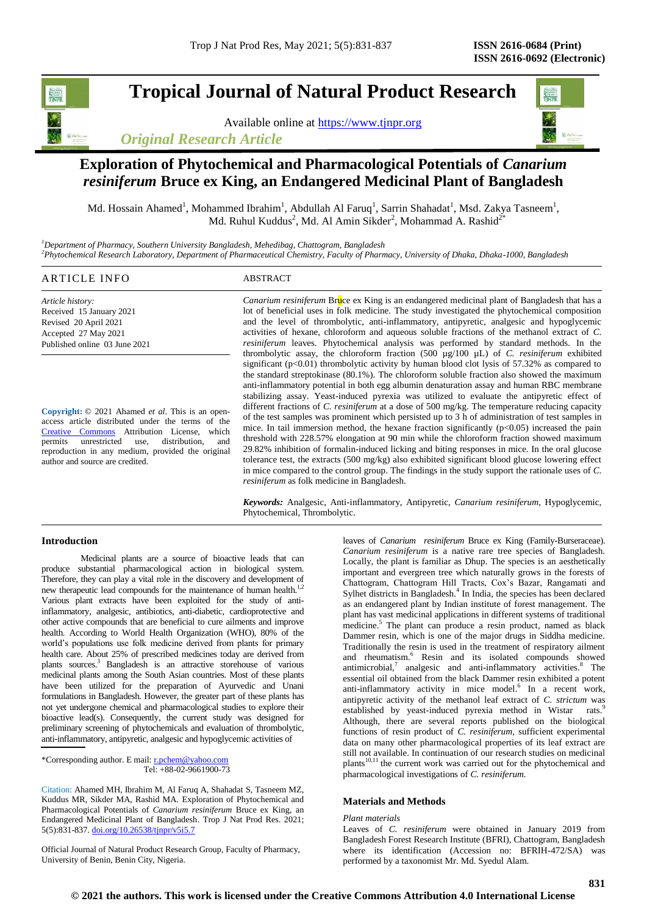# Tropical Journal of Natural Product Research

Available online at https://www.tjnpr.org

*Original Research Article*

# Exploration of Phytochemical and Pharmacological Potentials of *Canarium resiniferum* Bruce ex King, an Endangered Medicinal Plant of Bangladesh

Md. Hossain Ahamed[1], Mohammed Ibrahim[1], Abdullah Al Faruq[1], Sarrin Shahadat[1], Msd. Zakya Tasneem[1], Md. Ruhul Kuddus[2], Md. Al Amin Sikder[2], Mohammad A. Rashid[2*]

[1]*Department of Pharmacy, Southern University Bangladesh, Mehedibag, Chattogram, Bangladesh*
[2]*Phytochemical Research Laboratory, Department of Pharmaceutical Chemistry, Faculty of Pharmacy, University of Dhaka, Dhaka-1000, Bangladesh*

## ARTICLE INFO

*Article history:*
Received 15 January 2021
Revised 20 April 2021
Accepted 27 May 2021
Published online 03 June 2021

**Copyright:** © 2021 Ahamed *et al*. This is an open-access article distributed under the terms of the Creative Commons Attribution License, which permits unrestricted use, distribution, and reproduction in any medium, provided the original author and source are credited.

## ABSTRACT

*Canarium resiniferum* Bruce ex King is an endangered medicinal plant of Bangladesh that has a lot of beneficial uses in folk medicine. The study investigated the phytochemical composition and the level of thrombolytic, anti-inflammatory, antipyretic, analgesic and hypoglycemic activities of hexane, chloroform and aqueous soluble fractions of the methanol extract of *C. resiniferum* leaves. Phytochemical analysis was performed by standard methods. In the thrombolytic assay, the chloroform fraction (500 µg/100 µL) of *C. resiniferum* exhibited significant ($p<0.01$) thrombolytic activity by human blood clot lysis of 57.32% as compared to the standard streptokinase (80.1%). The chloroform soluble fraction also showed the maximum anti-inflammatory potential in both egg albumin denaturation assay and human RBC membrane stabilizing assay. Yeast-induced pyrexia was utilized to evaluate the antipyretic effect of different fractions of *C. resiniferum* at a dose of 500 mg/kg. The temperature reducing capacity of the test samples was prominent which persisted up to 3 h of administration of test samples in mice. In tail immersion method, the hexane fraction significantly ($p<0.05$) increased the pain threshold with 228.57% elongation at 90 min while the chloroform fraction showed maximum 29.82% inhibition of formalin-induced licking and biting responses in mice. In the oral glucose tolerance test, the extracts (500 mg/kg) also exhibited significant blood glucose lowering effect in mice compared to the control group. The findings in the study support the rationale uses of *C. resiniferum* as folk medicine in Bangladesh.

***Keywords:*** Analgesic, Anti-inflammatory, Antipyretic, *Canarium resiniferum*, Hypoglycemic, Phytochemical, Thrombolytic.

## Introduction

Medicinal plants are a source of bioactive leads that can produce substantial pharmacological action in biological system. Therefore, they can play a vital role in the discovery and development of new therapeutic lead compounds for the maintenance of human health.[1,2] Various plant extracts have been exploited for the study of anti-inflammatory, analgesic, antibiotics, anti-diabetic, cardioprotective and other active compounds that are beneficial to cure ailments and improve health. According to World Health Organization (WHO), 80% of the world's populations use folk medicine derived from plants for primary health care. About 25% of prescribed medicines today are derived from plants sources.[3] Bangladesh is an attractive storehouse of various medicinal plants among the South Asian countries. Most of these plants have been utilized for the preparation of Ayurvedic and Unani formulations in Bangladesh. However, the greater part of these plants has not yet undergone chemical and pharmacological studies to explore their bioactive lead(s). Consequently, the current study was designed for preliminary screening of phytochemicals and evaluation of thrombolytic, anti-inflammatory, antipyretic, analgesic and hypoglycemic activities of leaves of *Canarium resiniferum* Bruce ex King (Family-Burseraceae). *Canarium resiniferum* is a native rare tree species of Bangladesh. Locally, the plant is familiar as Dhup. The species is an aesthetically important and evergreen tree which naturally grows in the forests of Chattogram, Chattogram Hill Tracts, Cox's Bazar, Rangamati and Sylhet districts in Bangladesh.[4] In India, the species has been declared as an endangered plant by Indian institute of forest management. The plant has vast medicinal applications in different systems of traditional medicine.[5] The plant can produce a resin product, named as black Dammer resin, which is one of the major drugs in Siddha medicine. Traditionally the resin is used in the treatment of respiratory ailment and rheumatism.[6] Resin and its isolated compounds showed antimicrobial,[7] analgesic and anti-inflammatory activities.[8] The essential oil obtained from the black Dammer resin exhibited a potent anti-inflammatory activity in mice model.[6] In a recent work, antipyretic activity of the methanol leaf extract of *C. strictum* was established by yeast-induced pyrexia method in Wistar rats.[9] Although, there are several reports published on the biological functions of resin product of *C. resiniferum*, sufficient experimental data on many other pharmacological properties of its leaf extract are still not available. In continuation of our research studies on medicinal plants[10,11] the current work was carried out for the phytochemical and pharmacological investigations of *C. resiniferum.*

## Materials and Methods

*Plant materials*

Leaves of *C. resiniferum* were obtained in January 2019 from Bangladesh Forest Research Institute (BFRI), Chattogram, Bangladesh where its identification (Accession no: BFRIH-472/SA) was performed by a taxonomist Mr. Md. Syedul Alam.

*Corresponding author. E mail: r.pchem@yahoo.com
Tel: +88-02-9661900-73

Citation: Ahamed MH, Ibrahim M, Al Faruq A, Shahadat S, Tasneem MZ, Kuddus MR, Sikder MA, Rashid MA. Exploration of Phytochemical and Pharmacological Potentials of *Canarium resiniferum* Bruce ex King, an Endangered Medicinal Plant of Bangladesh. Trop J Nat Prod Res. 2021; 5(5):831-837. doi.org/10.26538/tjnpr/v5i5.7

Official Journal of Natural Product Research Group, Faculty of Pharmacy, University of Benin, Benin City, Nigeria.

© 2021 the authors. This work is licensed under the Creative Commons Attribution 4.0 International License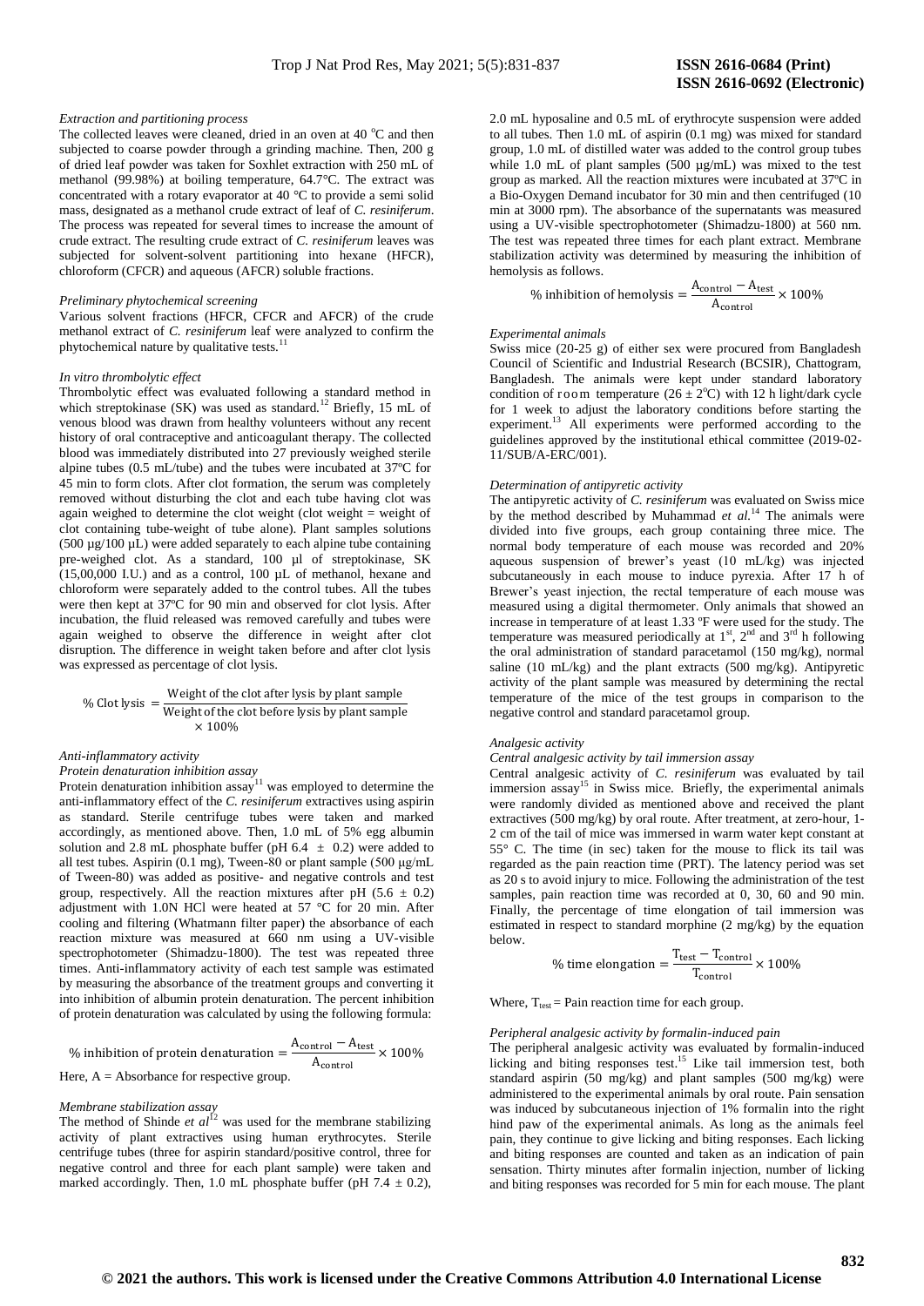*Extraction and partitioning process*

The collected leaves were cleaned, dried in an oven at 40 °C and then subjected to coarse powder through a grinding machine. Then, 200 g of dried leaf powder was taken for Soxhlet extraction with 250 mL of methanol (99.98%) at boiling temperature, 64.7°C. The extract was concentrated with a rotary evaporator at 40 °C to provide a semi solid mass, designated as a methanol crude extract of leaf of *C. resiniferum*. The process was repeated for several times to increase the amount of crude extract. The resulting crude extract of *C. resiniferum* leaves was subjected for solvent-solvent partitioning into hexane (HFCR), chloroform (CFCR) and aqueous (AFCR) soluble fractions.

*Preliminary phytochemical screening*

Various solvent fractions (HFCR, CFCR and AFCR) of the crude methanol extract of *C. resiniferum* leaf were analyzed to confirm the phytochemical nature by qualitative tests.[11]

*In vitro thrombolytic effect*

Thrombolytic effect was evaluated following a standard method in which streptokinase (SK) was used as standard.[12] Briefly, 15 mL of venous blood was drawn from healthy volunteers without any recent history of oral contraceptive and anticoagulant therapy. The collected blood was immediately distributed into 27 previously weighed sterile alpine tubes (0.5 mL/tube) and the tubes were incubated at 37ºC for 45 min to form clots. After clot formation, the serum was completely removed without disturbing the clot and each tube having clot was again weighed to determine the clot weight (clot weight = weight of clot containing tube-weight of tube alone). Plant samples solutions (500 µg/100 µL) were added separately to each alpine tube containing pre-weighed clot. As a standard, 100 µl of streptokinase, SK (15,00,000 I.U.) and as a control, 100 µL of methanol, hexane and chloroform were separately added to the control tubes. All the tubes were then kept at 37ºC for 90 min and observed for clot lysis. After incubation, the fluid released was removed carefully and tubes were again weighed to observe the difference in weight after clot disruption. The difference in weight taken before and after clot lysis was expressed as percentage of clot lysis.

$$\%\ \text{Clot lysis} = \frac{\text{Weight of the clot after lysis by plant sample}}{\text{Weight of the clot before lysis by plant sample}} \times 100\%$$

*Anti-inflammatory activity*

*Protein denaturation inhibition assay*

Protein denaturation inhibition assay[11] was employed to determine the anti-inflammatory effect of the *C. resiniferum* extractives using aspirin as standard. Sterile centrifuge tubes were taken and marked accordingly, as mentioned above. Then, 1.0 mL of 5% egg albumin solution and 2.8 mL phosphate buffer (pH 6.4 ± 0.2) were added to all test tubes. Aspirin (0.1 mg), Tween-80 or plant sample (500 µg/mL of Tween-80) was added as positive- and negative controls and test group, respectively. All the reaction mixtures after pH (5.6 ± 0.2) adjustment with 1.0N HCl were heated at 57 °C for 20 min. After cooling and filtering (Whatmann filter paper) the absorbance of each reaction mixture was measured at 660 nm using a UV-visible spectrophotometer (Shimadzu-1800). The test was repeated three times. Anti-inflammatory activity of each test sample was estimated by measuring the absorbance of the treatment groups and converting it into inhibition of albumin protein denaturation. The percent inhibition of protein denaturation was calculated by using the following formula:

$$\%\ \text{inhibition of protein denaturation} = \frac{A_{\text{control}} - A_{\text{test}}}{A_{\text{control}}} \times 100\%$$

Here, A = Absorbance for respective group.

*Membrane stabilization assay*

The method of Shinde *et al*[12] was used for the membrane stabilizing activity of plant extractives using human erythrocytes. Sterile centrifuge tubes (three for aspirin standard/positive control, three for negative control and three for each plant sample) were taken and marked accordingly. Then, 1.0 mL phosphate buffer (pH 7.4 ± 0.2), 2.0 mL hyposaline and 0.5 mL of erythrocyte suspension were added to all tubes. Then 1.0 mL of aspirin (0.1 mg) was mixed for standard group, 1.0 mL of distilled water was added to the control group tubes while 1.0 mL of plant samples (500 µg/mL) was mixed to the test group as marked. All the reaction mixtures were incubated at 37ºC in a Bio-Oxygen Demand incubator for 30 min and then centrifuged (10 min at 3000 rpm). The absorbance of the supernatants was measured using a UV-visible spectrophotometer (Shimadzu-1800) at 560 nm. The test was repeated three times for each plant extract. Membrane stabilization activity was determined by measuring the inhibition of hemolysis as follows.

$$\%\ \text{inhibition of hemolysis} = \frac{A_{\text{control}} - A_{\text{test}}}{A_{\text{control}}} \times 100\%$$

*Experimental animals*

Swiss mice (20-25 g) of either sex were procured from Bangladesh Council of Scientific and Industrial Research (BCSIR), Chattogram, Bangladesh. The animals were kept under standard laboratory condition of room temperature (26 ± 2°C) with 12 h light/dark cycle for 1 week to adjust the laboratory conditions before starting the experiment.[13] All experiments were performed according to the guidelines approved by the institutional ethical committee (2019-02-11/SUB/A-ERC/001).

*Determination of antipyretic activity*

The antipyretic activity of *C. resiniferum* was evaluated on Swiss mice by the method described by Muhammad *et al.*[14] The animals were divided into five groups, each group containing three mice. The normal body temperature of each mouse was recorded and 20% aqueous suspension of brewer's yeast (10 mL/kg) was injected subcutaneously in each mouse to induce pyrexia. After 17 h of Brewer's yeast injection, the rectal temperature of each mouse was measured using a digital thermometer. Only animals that showed an increase in temperature of at least 1.33 ºF were used for the study. The temperature was measured periodically at 1st, 2nd and 3rd h following the oral administration of standard paracetamol (150 mg/kg), normal saline (10 mL/kg) and the plant extracts (500 mg/kg). Antipyretic activity of the plant sample was measured by determining the rectal temperature of the mice of the test groups in comparison to the negative control and standard paracetamol group.

*Analgesic activity*

*Central analgesic activity by tail immersion assay*

Central analgesic activity of *C. resiniferum* was evaluated by tail immersion assay[15] in Swiss mice. Briefly, the experimental animals were randomly divided as mentioned above and received the plant extractives (500 mg/kg) by oral route. After treatment, at zero-hour, 1-2 cm of the tail of mice was immersed in warm water kept constant at 55° C. The time (in sec) taken for the mouse to flick its tail was regarded as the pain reaction time (PRT). The latency period was set as 20 s to avoid injury to mice. Following the administration of the test samples, pain reaction time was recorded at 0, 30, 60 and 90 min. Finally, the percentage of time elongation of tail immersion was estimated in respect to standard morphine (2 mg/kg) by the equation below.

$$\%\ \text{time elongation} = \frac{T_{\text{test}} - T_{\text{control}}}{T_{\text{control}}} \times 100\%$$

Where, $T_{\text{test}}$ = Pain reaction time for each group.

*Peripheral analgesic activity by formalin-induced pain*

The peripheral analgesic activity was evaluated by formalin-induced licking and biting responses test.[15] Like tail immersion test, both standard aspirin (50 mg/kg) and plant samples (500 mg/kg) were administered to the experimental animals by oral route. Pain sensation was induced by subcutaneous injection of 1% formalin into the right hind paw of the experimental animals. As long as the animals feel pain, they continue to give licking and biting responses. Each licking and biting responses are counted and taken as an indication of pain sensation. Thirty minutes after formalin injection, number of licking and biting responses was recorded for 5 min for each mouse. The plant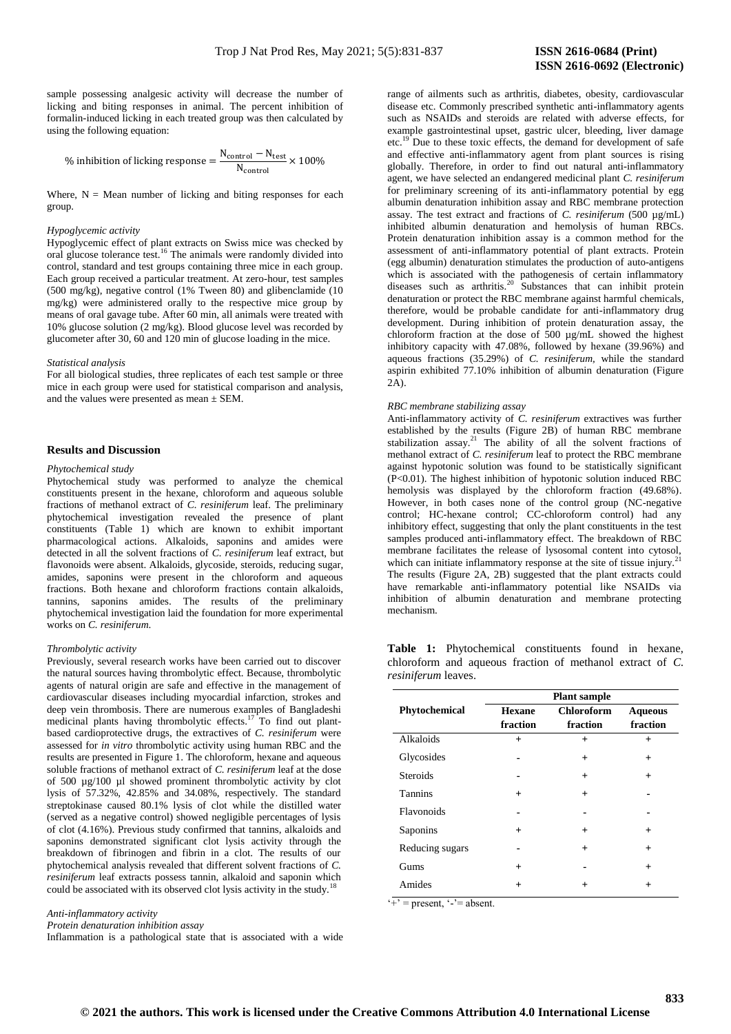sample possessing analgesic activity will decrease the number of licking and biting responses in animal. The percent inhibition of formalin-induced licking in each treated group was then calculated by using the following equation:

$$\%\ \text{inhibition of licking response} = \frac{N_{control} - N_{test}}{N_{control}} \times 100\%$$

Where, N = Mean number of licking and biting responses for each group.

*Hypoglycemic activity*

Hypoglycemic effect of plant extracts on Swiss mice was checked by oral glucose tolerance test.[16] The animals were randomly divided into control, standard and test groups containing three mice in each group. Each group received a particular treatment. At zero-hour, test samples (500 mg/kg), negative control (1% Tween 80) and glibenclamide (10 mg/kg) were administered orally to the respective mice group by means of oral gavage tube. After 60 min, all animals were treated with 10% glucose solution (2 mg/kg). Blood glucose level was recorded by glucometer after 30, 60 and 120 min of glucose loading in the mice.

*Statistical analysis*

For all biological studies, three replicates of each test sample or three mice in each group were used for statistical comparison and analysis, and the values were presented as mean ± SEM.

## Results and Discussion

*Phytochemical study*

Phytochemical study was performed to analyze the chemical constituents present in the hexane, chloroform and aqueous soluble fractions of methanol extract of *C. resiniferum* leaf. The preliminary phytochemical investigation revealed the presence of plant constituents (Table 1) which are known to exhibit important pharmacological actions. Alkaloids, saponins and amides were detected in all the solvent fractions of *C. resiniferum* leaf extract, but flavonoids were absent. Alkaloids, glycoside, steroids, reducing sugar, amides, saponins were present in the chloroform and aqueous fractions. Both hexane and chloroform fractions contain alkaloids, tannins, saponins amides. The results of the preliminary phytochemical investigation laid the foundation for more experimental works on *C. resiniferum*.

*Thrombolytic activity*

Previously, several research works have been carried out to discover the natural sources having thrombolytic effect. Because, thrombolytic agents of natural origin are safe and effective in the management of cardiovascular diseases including myocardial infarction, strokes and deep vein thrombosis. There are numerous examples of Bangladeshi medicinal plants having thrombolytic effects.[17] To find out plant-based cardioprotective drugs, the extractives of *C. resiniferum* were assessed for *in vitro* thrombolytic activity using human RBC and the results are presented in Figure 1. The chloroform, hexane and aqueous soluble fractions of methanol extract of *C. resiniferum* leaf at the dose of 500 µg/100 µl showed prominent thrombolytic activity by clot lysis of 57.32%, 42.85% and 34.08%, respectively. The standard streptokinase caused 80.1% lysis of clot while the distilled water (served as a negative control) showed negligible percentages of lysis of clot (4.16%). Previous study confirmed that tannins, alkaloids and saponins demonstrated significant clot lysis activity through the breakdown of fibrinogen and fibrin in a clot. The results of our phytochemical analysis revealed that different solvent fractions of *C. resiniferum* leaf extracts possess tannin, alkaloid and saponin which could be associated with its observed clot lysis activity in the study.[18]

*Anti-inflammatory activity*

*Protein denaturation inhibition assay*

Inflammation is a pathological state that is associated with a wide range of ailments such as arthritis, diabetes, obesity, cardiovascular disease etc. Commonly prescribed synthetic anti-inflammatory agents such as NSAIDs and steroids are related with adverse effects, for example gastrointestinal upset, gastric ulcer, bleeding, liver damage etc.[19] Due to these toxic effects, the demand for development of safe and effective anti-inflammatory agent from plant sources is rising globally. Therefore, in order to find out natural anti-inflammatory agent, we have selected an endangered medicinal plant *C. resiniferum* for preliminary screening of its anti-inflammatory potential by egg albumin denaturation inhibition assay and RBC membrane protection assay. The test extract and fractions of *C. resiniferum* (500 µg/mL) inhibited albumin denaturation and hemolysis of human RBCs. Protein denaturation inhibition assay is a common method for the assessment of anti-inflammatory potential of plant extracts. Protein (egg albumin) denaturation stimulates the production of auto-antigens which is associated with the pathogenesis of certain inflammatory diseases such as arthritis.[20] Substances that can inhibit protein denaturation or protect the RBC membrane against harmful chemicals, therefore, would be probable candidate for anti-inflammatory drug development. During inhibition of protein denaturation assay, the chloroform fraction at the dose of 500 µg/mL showed the highest inhibitory capacity with 47.08%, followed by hexane (39.96%) and aqueous fractions (35.29%) of *C. resiniferum*, while the standard aspirin exhibited 77.10% inhibition of albumin denaturation (Figure 2A).

*RBC membrane stabilizing assay*

Anti-inflammatory activity of *C. resiniferum* extractives was further established by the results (Figure 2B) of human RBC membrane stabilization assay.[21] The ability of all the solvent fractions of methanol extract of *C. resiniferum* leaf to protect the RBC membrane against hypotonic solution was found to be statistically significant ($P<0.01$). The highest inhibition of hypotonic solution induced RBC hemolysis was displayed by the chloroform fraction (49.68%). However, in both cases none of the control group (NC-negative control; HC-hexane control; CC-chloroform control) had any inhibitory effect, suggesting that only the plant constituents in the test samples produced anti-inflammatory effect. The breakdown of RBC membrane facilitates the release of lysosomal content into cytosol, which can initiate inflammatory response at the site of tissue injury.[21] The results (Figure 2A, 2B) suggested that the plant extracts could have remarkable anti-inflammatory potential like NSAIDs via inhibition of albumin denaturation and membrane protecting mechanism.

**Table 1:** Phytochemical constituents found in hexane, chloroform and aqueous fraction of methanol extract of *C. resiniferum* leaves.

| Phytochemical | Plant sample | | |
|---|---|---|---|
| | **Hexane fraction** | **Chloroform fraction** | **Aqueous fraction** |
| Alkaloids | + | + | + |
| Glycosides | - | + | + |
| Steroids | - | + | + |
| Tannins | + | + | - |
| Flavonoids | - | - | - |
| Saponins | + | + | + |
| Reducing sugars | - | + | + |
| Gums | + | - | + |
| Amides | + | + | + |

'+' = present, '-'= absent.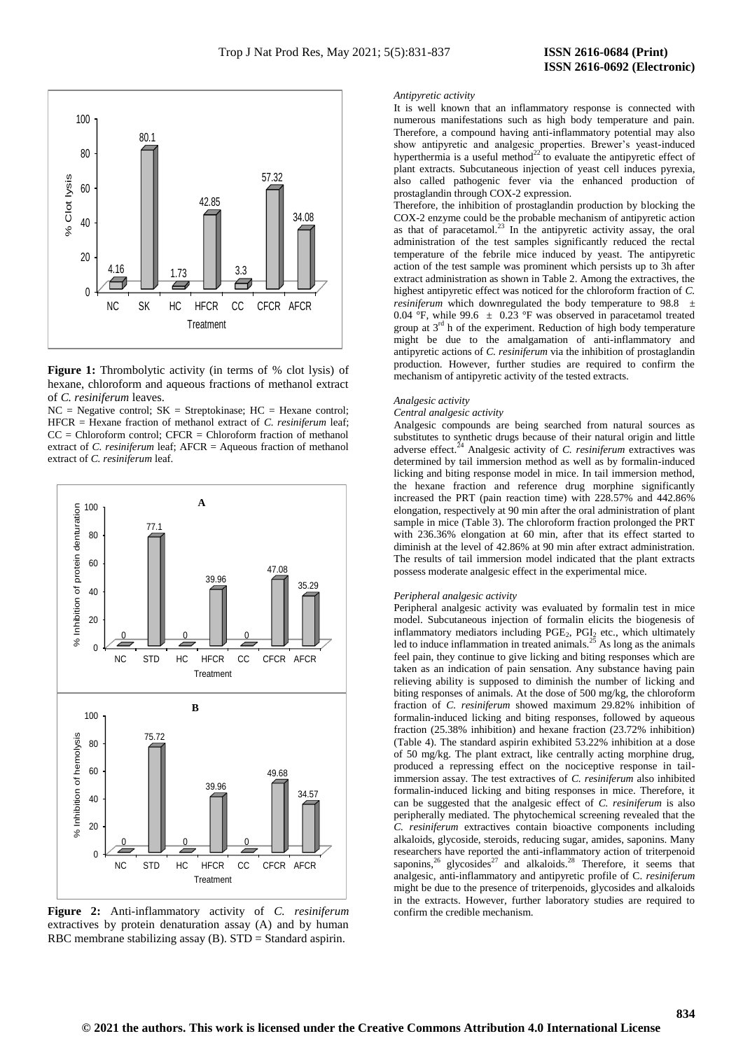Figure 1: Thrombolytic activity (in terms of % clot lysis) of hexane, chloroform and aqueous fractions of methanol extract of *C. resiniferum* leaves.

NC = Negative control; SK = Streptokinase; HC = Hexane control; HFCR = Hexane fraction of methanol extract of *C. resiniferum* leaf; CC = Chloroform control; CFCR = Chloroform fraction of methanol extract of *C. resiniferum* leaf; AFCR = Aqueous fraction of methanol extract of *C. resiniferum* leaf.

**Figure 2:** Anti-inflammatory activity of *C. resiniferum* extractives by protein denaturation assay (A) and by human RBC membrane stabilizing assay (B). STD = Standard aspirin.

*Antipyretic activity*

It is well known that an inflammatory response is connected with numerous manifestations such as high body temperature and pain. Therefore, a compound having anti-inflammatory potential may also show antipyretic and analgesic properties. Brewer's yeast-induced hyperthermia is a useful method[22] to evaluate the antipyretic effect of plant extracts. Subcutaneous injection of yeast cell induces pyrexia, also called pathogenic fever via the enhanced production of prostaglandin through COX-2 expression.

Therefore, the inhibition of prostaglandin production by blocking the COX-2 enzyme could be the probable mechanism of antipyretic action as that of paracetamol.[23] In the antipyretic activity assay, the oral administration of the test samples significantly reduced the rectal temperature of the febrile mice induced by yeast. The antipyretic action of the test sample was prominent which persists up to 3h after extract administration as shown in Table 2. Among the extractives, the highest antipyretic effect was noticed for the chloroform fraction of *C. resiniferum* which downregulated the body temperature to 98.8 ± 0.04 °F, while 99.6 ± 0.23 °F was observed in paracetamol treated group at 3rd h of the experiment. Reduction of high body temperature might be due to the amalgamation of anti-inflammatory and antipyretic actions of *C. resiniferum* via the inhibition of prostaglandin production. However, further studies are required to confirm the mechanism of antipyretic activity of the tested extracts.

*Analgesic activity*

*Central analgesic activity*

Analgesic compounds are being searched from natural sources as substitutes to synthetic drugs because of their natural origin and little adverse effect.[24] Analgesic activity of *C. resiniferum* extractives was determined by tail immersion method as well as by formalin-induced licking and biting response model in mice. In tail immersion method, the hexane fraction and reference drug morphine significantly increased the PRT (pain reaction time) with 228.57% and 442.86% elongation, respectively at 90 min after the oral administration of plant sample in mice (Table 3). The chloroform fraction prolonged the PRT with 236.36% elongation at 60 min, after that its effect started to diminish at the level of 42.86% at 90 min after extract administration. The results of tail immersion model indicated that the plant extracts possess moderate analgesic effect in the experimental mice.

*Peripheral analgesic activity*

Peripheral analgesic activity was evaluated by formalin test in mice model. Subcutaneous injection of formalin elicits the biogenesis of inflammatory mediators including $PGE_2$, $PGI_2$ etc., which ultimately led to induce inflammation in treated animals.[25] As long as the animals feel pain, they continue to give licking and biting responses which are taken as an indication of pain sensation. Any substance having pain relieving ability is supposed to diminish the number of licking and biting responses of animals. At the dose of 500 mg/kg, the chloroform fraction of *C. resiniferum* showed maximum 29.82% inhibition of formalin-induced licking and biting responses, followed by aqueous fraction (25.38% inhibition) and hexane fraction (23.72% inhibition) (Table 4). The standard aspirin exhibited 53.22% inhibition at a dose of 50 mg/kg. The plant extract, like centrally acting morphine drug, produced a repressing effect on the nociceptive response in tail-immersion assay. The test extractives of *C. resiniferum* also inhibited formalin-induced licking and biting responses in mice. Therefore, it can be suggested that the analgesic effect of *C. resiniferum* is also peripherally mediated. The phytochemical screening revealed that the *C. resiniferum* extractives contain bioactive components including alkaloids, glycoside, steroids, reducing sugar, amides, saponins. Many researchers have reported the anti-inflammatory action of triterpenoid saponins,[26] glycosides[27] and alkaloids.[28] Therefore, it seems that analgesic, anti-inflammatory and antipyretic profile of C. *resiniferum* might be due to the presence of triterpenoids, glycosides and alkaloids in the extracts. However, further laboratory studies are required to confirm the credible mechanism.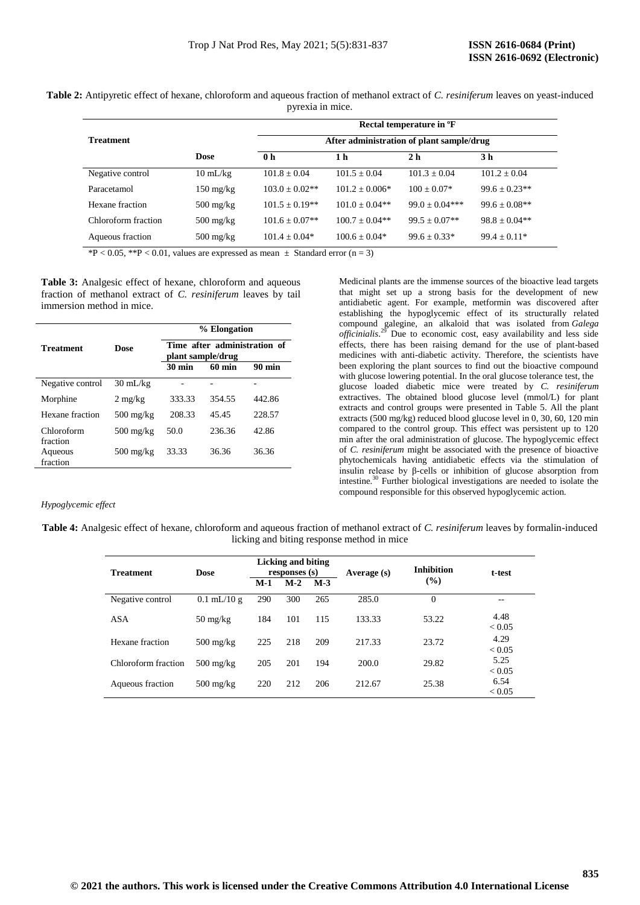**Table 2:** Antipyretic effect of hexane, chloroform and aqueous fraction of methanol extract of *C. resiniferum* leaves on yeast-induced pyrexia in mice.

| Treatment | Dose | Rectal temperature in ºF | | | |
|---|---|---|---|---|---|
| | | After administration of plant sample/drug | | | |
| | | 0 h | 1 h | 2 h | 3 h |
| Negative control | 10 mL/kg | 101.8 ± 0.04 | 101.5 ± 0.04 | 101.3 ± 0.04 | 101.2 ± 0.04 |
| Paracetamol | 150 mg/kg | 103.0 ± 0.02** | 101.2 ± 0.006* | 100 ± 0.07* | 99.6 ± 0.23** |
| Hexane fraction | 500 mg/kg | 101.5 ± 0.19** | 101.0 ± 0.04** | 99.0 ± 0.04*** | 99.6 ± 0.08** |
| Chloroform fraction | 500 mg/kg | 101.6 ± 0.07** | 100.7 ± 0.04** | 99.5 ± 0.07** | 98.8 ± 0.04** |
| Aqueous fraction | 500 mg/kg | 101.4 ± 0.04* | 100.6 ± 0.04* | 99.6 ± 0.33* | 99.4 ± 0.11* |

*P < 0.05, **P < 0.01, values are expressed as mean ± Standard error (n = 3)

**Table 3:** Analgesic effect of hexane, chloroform and aqueous fraction of methanol extract of *C. resiniferum* leaves by tail immersion method in mice.

| Treatment | Dose | % Elongation | | |
|---|---|---|---|---|
| | | Time after administration of plant sample/drug | | |
| | | 30 min | 60 min | 90 min |
| Negative control | 30 mL/kg | - | - | - |
| Morphine | 2 mg/kg | 333.33 | 354.55 | 442.86 |
| Hexane fraction | 500 mg/kg | 208.33 | 45.45 | 228.57 |
| Chloroform fraction | 500 mg/kg | 50.0 | 236.36 | 42.86 |
| Aqueous fraction | 500 mg/kg | 33.33 | 36.36 | 36.36 |

*Hypoglycemic effect*

Medicinal plants are the immense sources of the bioactive lead targets that might set up a strong basis for the development of new antidiabetic agent. For example, metformin was discovered after establishing the hypoglycemic effect of its structurally related compound galegine, an alkaloid that was isolated from *Galega officinialis*.[29] Due to economic cost, easy availability and less side effects, there has been raising demand for the use of plant-based medicines with anti-diabetic activity. Therefore, the scientists have been exploring the plant sources to find out the bioactive compound with glucose lowering potential. In the oral glucose tolerance test, the glucose loaded diabetic mice were treated by *C. resiniferum* extractives. The obtained blood glucose level (mmol/L) for plant extracts and control groups were presented in Table 5. All the plant extracts (500 mg/kg) reduced blood glucose level in 0, 30, 60, 120 min compared to the control group. This effect was persistent up to 120 min after the oral administration of glucose. The hypoglycemic effect of *C. resiniferum* might be associated with the presence of bioactive phytochemicals having antidiabetic effects via the stimulation of insulin release by β-cells or inhibition of glucose absorption from intestine.[30] Further biological investigations are needed to isolate the compound responsible for this observed hypoglycemic action.

**Table 4:** Analgesic effect of hexane, chloroform and aqueous fraction of methanol extract of *C. resiniferum* leaves by formalin-induced licking and biting response method in mice

| Treatment | Dose | Licking and biting responses (s) | | | Average (s) | Inhibition (%) | t-test |
|---|---|---|---|---|---|---|---|
| | | M-1 | M-2 | M-3 | | | |
| Negative control | 0.1 mL/10 g | 290 | 300 | 265 | 285.0 | 0 | -- |
| ASA | 50 mg/kg | 184 | 101 | 115 | 133.33 | 53.22 | 4.48 < 0.05 |
| Hexane fraction | 500 mg/kg | 225 | 218 | 209 | 217.33 | 23.72 | 4.29 < 0.05 |
| Chloroform fraction | 500 mg/kg | 205 | 201 | 194 | 200.0 | 29.82 | 5.25 < 0.05 |
| Aqueous fraction | 500 mg/kg | 220 | 212 | 206 | 212.67 | 25.38 | 6.54 < 0.05 |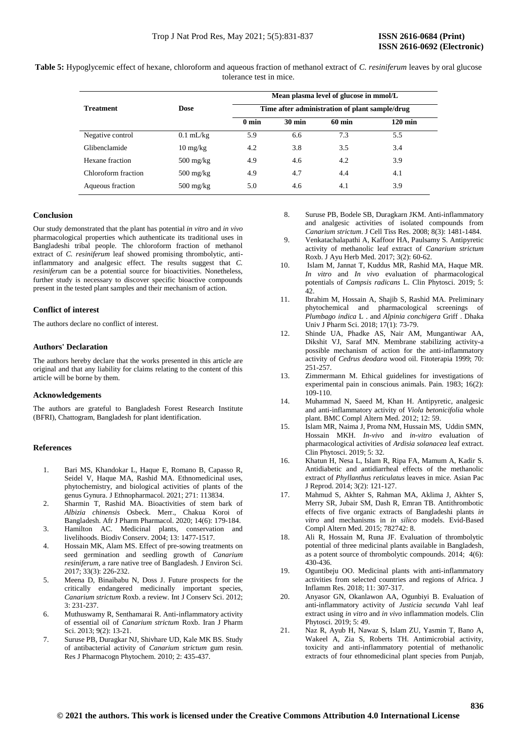**Table 5:** Hypoglycemic effect of hexane, chloroform and aqueous fraction of methanol extract of *C. resiniferum* leaves by oral glucose tolerance test in mice.

| Treatment | Dose | Mean plasma level of glucose in mmol/L | | | |
|---|---|---|---|---|---|
| | | Time after administration of plant sample/drug | | | |
| | | 0 min | 30 min | 60 min | 120 min |
| Negative control | 0.1 mL/kg | 5.9 | 6.6 | 7.3 | 5.5 |
| Glibenclamide | 10 mg/kg | 4.2 | 3.8 | 3.5 | 3.4 |
| Hexane fraction | 500 mg/kg | 4.9 | 4.6 | 4.2 | 3.9 |
| Chloroform fraction | 500 mg/kg | 4.9 | 4.7 | 4.4 | 4.1 |
| Aqueous fraction | 500 mg/kg | 5.0 | 4.6 | 4.1 | 3.9 |

## Conclusion

Our study demonstrated that the plant has potential *in vitro* and *in vivo* pharmacological properties which authenticate its traditional uses in Bangladeshi tribal people. The chloroform fraction of methanol extract of *C. resiniferum* leaf showed promising thrombolytic, anti-inflammatory and analgesic effect. The results suggest that *C. resiniferum* can be a potential source for bioactivities. Nonetheless, further study is necessary to discover specific bioactive compounds present in the tested plant samples and their mechanism of action.

## Conflict of interest

The authors declare no conflict of interest.

## Authors' Declaration

The authors hereby declare that the works presented in this article are original and that any liability for claims relating to the content of this article will be borne by them.

## Acknowledgements

The authors are grateful to Bangladesh Forest Research Institute (BFRI), Chattogram, Bangladesh for plant identification.

## References

1. Bari MS, Khandokar L, Haque E, Romano B, Capasso R, Seidel V, Haque MA, Rashid MA. Ethnomedicinal uses, phytochemistry, and biological activities of plants of the genus Gynura. J Ethnopharmacol. 2021; 271: 113834.
2. Sharmin T, Rashid MA. Bioactivities of stem bark of *Albizia chinensis* Osbeck. Merr., Chakua Koroi of Bangladesh. Afr J Pharm Pharmacol. 2020; 14(6): 179-184.
3. Hamilton AC. Medicinal plants, conservation and livelihoods. Biodiv Conserv. 2004; 13: 1477-1517.
4. Hossain MK, Alam MS. Effect of pre-sowing treatments on seed germination and seedling growth of *Canarium resiniferum*, a rare native tree of Bangladesh. J Environ Sci. 2017; 33(3): 226-232.
5. Meena D, Binaibabu N, Doss J. Future prospects for the critically endangered medicinally important species, *Canarium strictum* Roxb. a review. Int J Conserv Sci. 2012; 3: 231-237.
6. Muthuswamy R, Senthamarai R. Anti-inflammatory activity of essential oil of *Canarium strictum* Roxb. Iran J Pharm Sci. 2013; 9(2): 13-21.
7. Suruse PB, Duragkar NJ, Shivhare UD, Kale MK BS. Study of antibacterial activity of *Canarium strictum* gum resin. Res J Pharmacogn Phytochem. 2010; 2: 435-437.
8. Suruse PB, Bodele SB, Duragkarn JKM. Anti-inflammatory and analgesic activities of isolated compounds from *Canarium strictum*. J Cell Tiss Res. 2008; 8(3): 1481-1484.
9. Venkatachalapathi A, Kaffoor HA, Paulsamy S. Antipyretic activity of methanolic leaf extract of *Canarium strictum* Roxb. J Ayu Herb Med. 2017; 3(2): 60-62.
10. Islam M, Jannat T, Kuddus MR, Rashid MA, Haque MR. *In vitro* and *In vivo* evaluation of pharmacological potentials of *Campsis radicans* L. Clin Phytosci. 2019; 5: 42.
11. Ibrahim M, Hossain A, Shajib S, Rashid MA. Preliminary phytochemical and pharmacological screenings of *Plumbago indica* L . and *Alpinia conchigera* Griff . Dhaka Univ J Pharm Sci. 2018; 17(1): 73-79.
12. Shinde UA, Phadke AS, Nair AM, Mungantiwar AA, Dikshit VJ, Saraf MN. Membrane stabilizing activity-a possible mechanism of action for the anti-inflammatory activity of *Cedrus deodara* wood oil. Fitoterapia 1999; 70: 251-257.
13. Zimmermann M. Ethical guidelines for investigations of experimental pain in conscious animals. Pain. 1983; 16(2): 109-110.
14. Muhammad N, Saeed M, Khan H. Antipyretic, analgesic and anti-inflammatory activity of *Viola betonicifolia* whole plant. BMC Compl Altern Med. 2012; 12: 59.
15. Islam MR, Naima J, Proma NM, Hussain MS, Uddin SMN, Hossain MKH. *In-vivo* and *in-vitro* evaluation of pharmacological activities of *Ardisia solanacea* leaf extract. Clin Phytosci. 2019; 5: 32.
16. Khatun H, Nesa L, Islam R, Ripa FA, Mamum A, Kadir S. Antidiabetic and antidiarrheal effects of the methanolic extract of *Phyllanthus reticulatus* leaves in mice. Asian Pac J Reprod. 2014; 3(2): 121-127.
17. Mahmud S, Akhter S, Rahman MA, Aklima J, Akhter S, Merry SR, Jubair SM, Dash R, Emran TB. Antithrombotic effects of five organic extracts of Bangladeshi plants *in vitro* and mechanisms in *in silico* models. Evid-Based Compl Altern Med. 2015; 782742: 8.
18. Ali R, Hossain M, Runa JF. Evaluation of thrombolytic potential of three medicinal plants available in Bangladesh, as a potent source of thrombolytic compounds. 2014; 4(6): 430-436.
19. Oguntibeju OO. Medicinal plants with anti-inflammatory activities from selected countries and regions of Africa. J Inflamm Res. 2018; 11: 307-317.
20. Anyasor GN, Okanlawon AA, Ogunbiyi B. Evaluation of anti-inflammatory activity of *Justicia secunda* Vahl leaf extract using *in vitro* and *in vivo* inflammation models. Clin Phytosci. 2019; 5: 49.
21. Naz R, Ayub H, Nawaz S, Islam ZU, Yasmin T, Bano A, Wakeel A, Zia S, Roberts TH. Antimicrobial activity, toxicity and anti-inflammatory potential of methanolic extracts of four ethnomedicinal plant species from Punjab,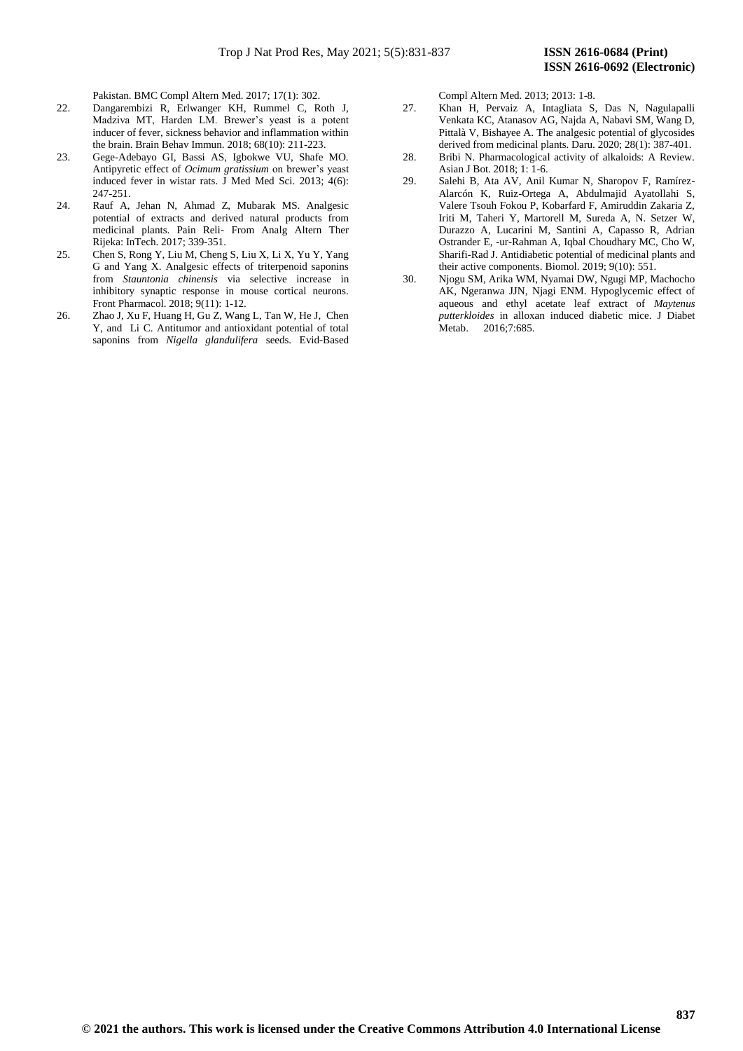Pakistan. BMC Compl Altern Med. 2017; 17(1): 302.

22. Dangarembizi R, Erlwanger KH, Rummel C, Roth J, Madziva MT, Harden LM. Brewer's yeast is a potent inducer of fever, sickness behavior and inflammation within the brain. Brain Behav Immun. 2018; 68(10): 211-223.
23. Gege-Adebayo GI, Bassi AS, Igbokwe VU, Shafe MO. Antipyretic effect of *Ocimum gratissium* on brewer's yeast induced fever in wistar rats. J Med Med Sci. 2013; 4(6): 247-251.
24. Rauf A, Jehan N, Ahmad Z, Mubarak MS. Analgesic potential of extracts and derived natural products from medicinal plants. Pain Reli- From Analg Altern Ther Rijeka: InTech. 2017; 339-351.
25. Chen S, Rong Y, Liu M, Cheng S, Liu X, Li X, Yu Y, Yang G and Yang X. Analgesic effects of triterpenoid saponins from *Stauntonia chinensis* via selective increase in inhibitory synaptic response in mouse cortical neurons. Front Pharmacol. 2018; 9(11): 1-12.
26. Zhao J, Xu F, Huang H, Gu Z, Wang L, Tan W, He J, Chen Y, and Li C. Antitumor and antioxidant potential of total saponins from *Nigella glandulifera* seeds. Evid-Based Compl Altern Med. 2013; 2013: 1-8.
27. Khan H, Pervaiz A, Intagliata S, Das N, Nagulapalli Venkata KC, Atanasov AG, Najda A, Nabavi SM, Wang D, Pittalà V, Bishayee A. The analgesic potential of glycosides derived from medicinal plants. Daru. 2020; 28(1): 387-401.
28. Bribi N. Pharmacological activity of alkaloids: A Review. Asian J Bot. 2018; 1: 1-6.
29. Salehi B, Ata AV, Anil Kumar N, Sharopov F, Ramírez-Alarcón K, Ruiz-Ortega A, Abdulmajid Ayatollahi S, Valere Tsouh Fokou P, Kobarfard F, Amiruddin Zakaria Z, Iriti M, Taheri Y, Martorell M, Sureda A, N. Setzer W, Durazzo A, Lucarini M, Santini A, Capasso R, Adrian Ostrander E, -ur-Rahman A, Iqbal Choudhary MC, Cho W, Sharifi-Rad J. Antidiabetic potential of medicinal plants and their active components. Biomol. 2019; 9(10): 551.
30. Njogu SM, Arika WM, Nyamai DW, Ngugi MP, Machocho AK, Ngeranwa JJN, Njagi ENM. Hypoglycemic effect of aqueous and ethyl acetate leaf extract of *Maytenus putterkloides* in alloxan induced diabetic mice. J Diabet Metab. 2016;7:685.